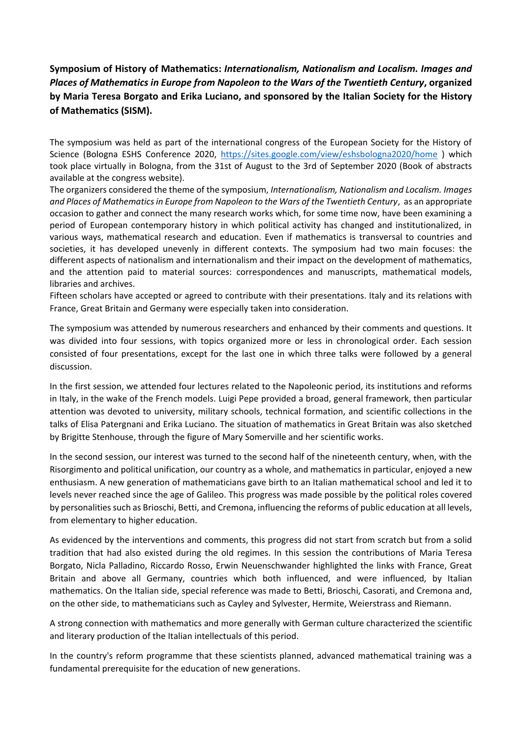**Symposium of History of Mathematics: *Internationalism, Nationalism and Localism. Images and Places of Mathematics in Europe from Napoleon to the Wars of the Twentieth Century*, organized by Maria Teresa Borgato and Erika Luciano, and sponsored by the Italian Society for the History of Mathematics (SISM).**

The symposium was held as part of the international congress of the European Society for the History of Science (Bologna ESHS Conference 2020, https://sites.google.com/view/eshsbologna2020/home ) which took place virtually in Bologna, from the 31st of August to the 3rd of September 2020 (Book of abstracts available at the congress website).

The organizers considered the theme of the symposium, *Internationalism, Nationalism and Localism. Images and Places of Mathematics in Europe from Napoleon to the Wars of the Twentieth Century*, as an appropriate occasion to gather and connect the many research works which, for some time now, have been examining a period of European contemporary history in which political activity has changed and institutionalized, in various ways, mathematical research and education. Even if mathematics is transversal to countries and societies, it has developed unevenly in different contexts. The symposium had two main focuses: the different aspects of nationalism and internationalism and their impact on the development of mathematics, and the attention paid to material sources: correspondences and manuscripts, mathematical models, libraries and archives.

Fifteen scholars have accepted or agreed to contribute with their presentations. Italy and its relations with France, Great Britain and Germany were especially taken into consideration.

The symposium was attended by numerous researchers and enhanced by their comments and questions. It was divided into four sessions, with topics organized more or less in chronological order. Each session consisted of four presentations, except for the last one in which three talks were followed by a general discussion.

In the first session, we attended four lectures related to the Napoleonic period, its institutions and reforms in Italy, in the wake of the French models. Luigi Pepe provided a broad, general framework, then particular attention was devoted to university, military schools, technical formation, and scientific collections in the talks of Elisa Patergnani and Erika Luciano. The situation of mathematics in Great Britain was also sketched by Brigitte Stenhouse, through the figure of Mary Somerville and her scientific works.

In the second session, our interest was turned to the second half of the nineteenth century, when, with the Risorgimento and political unification, our country as a whole, and mathematics in particular, enjoyed a new enthusiasm. A new generation of mathematicians gave birth to an Italian mathematical school and led it to levels never reached since the age of Galileo. This progress was made possible by the political roles covered by personalities such as Brioschi, Betti, and Cremona, influencing the reforms of public education at all levels, from elementary to higher education.

As evidenced by the interventions and comments, this progress did not start from scratch but from a solid tradition that had also existed during the old regimes. In this session the contributions of Maria Teresa Borgato, Nicla Palladino, Riccardo Rosso, Erwin Neuenschwander highlighted the links with France, Great Britain and above all Germany, countries which both influenced, and were influenced, by Italian mathematics. On the Italian side, special reference was made to Betti, Brioschi, Casorati, and Cremona and, on the other side, to mathematicians such as Cayley and Sylvester, Hermite, Weierstrass and Riemann.

A strong connection with mathematics and more generally with German culture characterized the scientific and literary production of the Italian intellectuals of this period.

In the country's reform programme that these scientists planned, advanced mathematical training was a fundamental prerequisite for the education of new generations.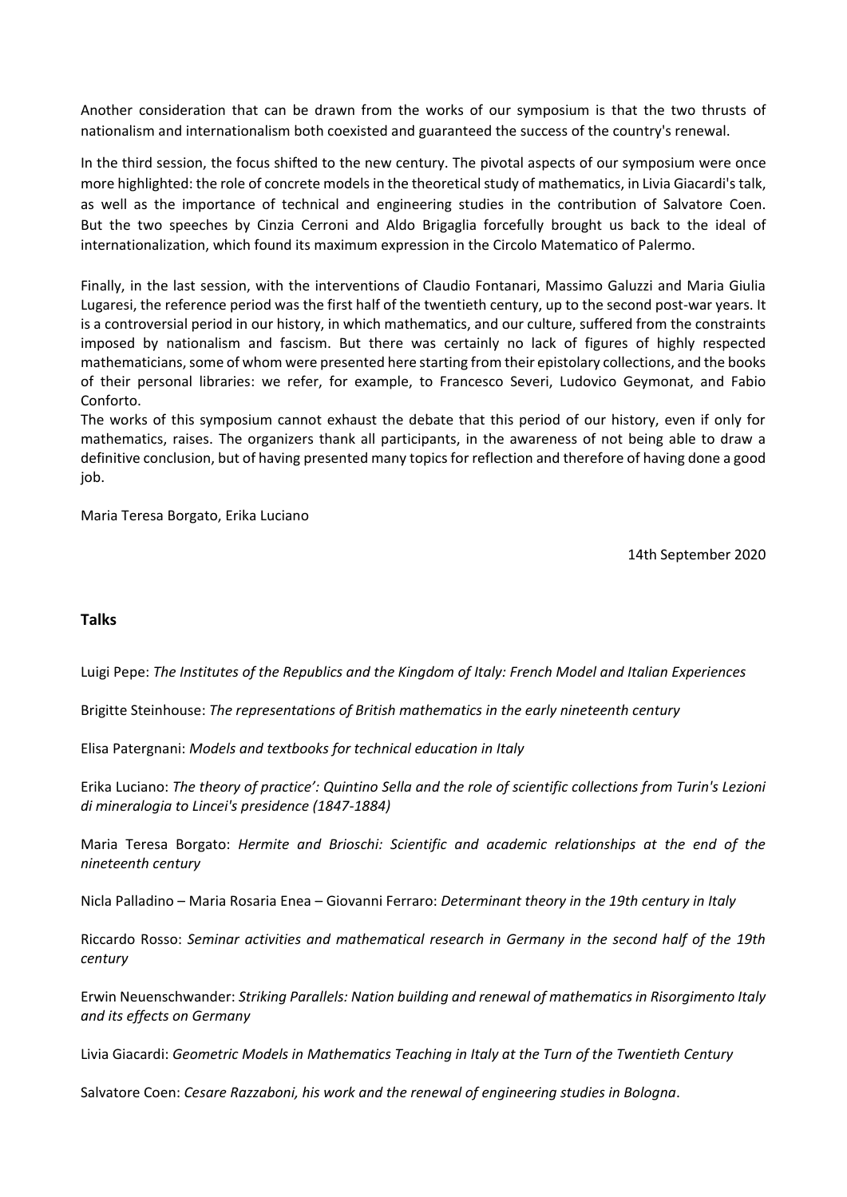Another consideration that can be drawn from the works of our symposium is that the two thrusts of nationalism and internationalism both coexisted and guaranteed the success of the country's renewal.

In the third session, the focus shifted to the new century. The pivotal aspects of our symposium were once more highlighted: the role of concrete models in the theoretical study of mathematics, in Livia Giacardi's talk, as well as the importance of technical and engineering studies in the contribution of Salvatore Coen. But the two speeches by Cinzia Cerroni and Aldo Brigaglia forcefully brought us back to the ideal of internationalization, which found its maximum expression in the Circolo Matematico of Palermo.

Finally, in the last session, with the interventions of Claudio Fontanari, Massimo Galuzzi and Maria Giulia Lugaresi, the reference period was the first half of the twentieth century, up to the second post-war years. It is a controversial period in our history, in which mathematics, and our culture, suffered from the constraints imposed by nationalism and fascism. But there was certainly no lack of figures of highly respected mathematicians, some of whom were presented here starting from their epistolary collections, and the books of their personal libraries: we refer, for example, to Francesco Severi, Ludovico Geymonat, and Fabio Conforto.

The works of this symposium cannot exhaust the debate that this period of our history, even if only for mathematics, raises. The organizers thank all participants, in the awareness of not being able to draw a definitive conclusion, but of having presented many topics for reflection and therefore of having done a good job.

Maria Teresa Borgato, Erika Luciano

14th September 2020

**Talks**

Luigi Pepe: *The Institutes of the Republics and the Kingdom of Italy: French Model and Italian Experiences*

Brigitte Steinhouse: *The representations of British mathematics in the early nineteenth century*

Elisa Patergnani: *Models and textbooks for technical education in Italy*

Erika Luciano: *The theory of practice': Quintino Sella and the role of scientific collections from Turin's Lezioni di mineralogia to Lincei's presidence (1847-1884)*

Maria Teresa Borgato: *Hermite and Brioschi: Scientific and academic relationships at the end of the nineteenth century*

Nicla Palladino – Maria Rosaria Enea – Giovanni Ferraro: *Determinant theory in the 19th century in Italy*

Riccardo Rosso: *Seminar activities and mathematical research in Germany in the second half of the 19th century*

Erwin Neuenschwander: *Striking Parallels: Nation building and renewal of mathematics in Risorgimento Italy and its effects on Germany*

Livia Giacardi: *Geometric Models in Mathematics Teaching in Italy at the Turn of the Twentieth Century*

Salvatore Coen: *Cesare Razzaboni, his work and the renewal of engineering studies in Bologna*.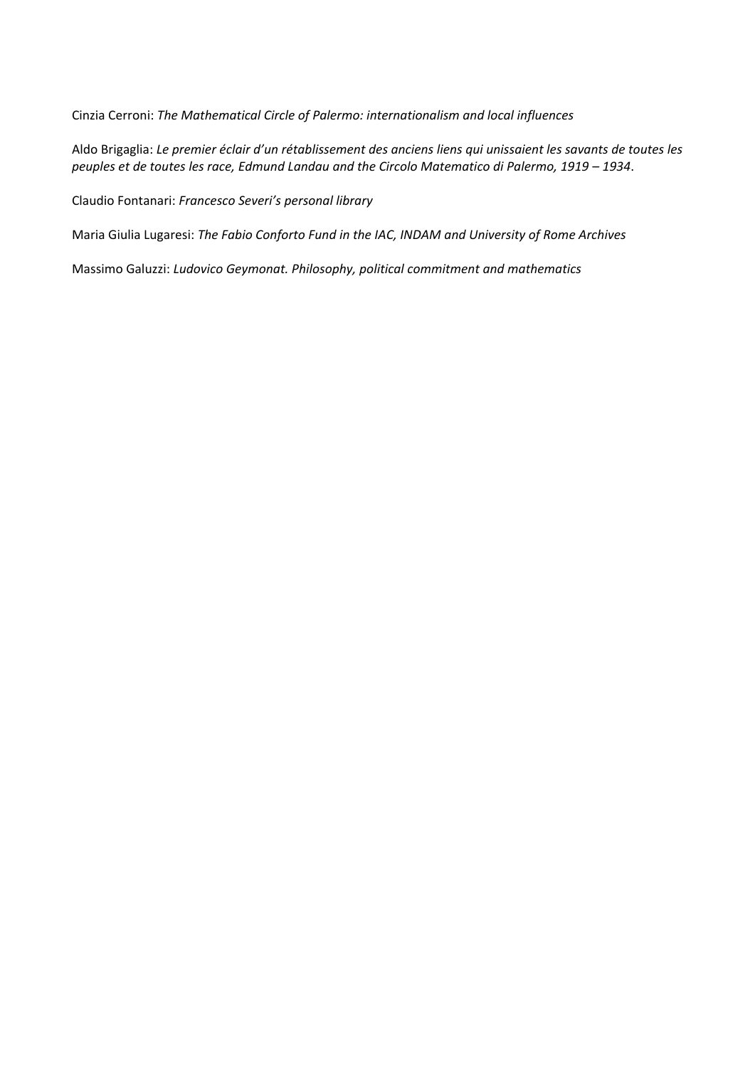Cinzia Cerroni: *The Mathematical Circle of Palermo: internationalism and local influences*

Aldo Brigaglia: *Le premier éclair d'un rétablissement des anciens liens qui unissaient les savants de toutes les peuples et de toutes les race, Edmund Landau and the Circolo Matematico di Palermo, 1919 – 1934*.

Claudio Fontanari: *Francesco Severi's personal library*

Maria Giulia Lugaresi: *The Fabio Conforto Fund in the IAC, INDAM and University of Rome Archives*

Massimo Galuzzi: *Ludovico Geymonat. Philosophy, political commitment and mathematics*